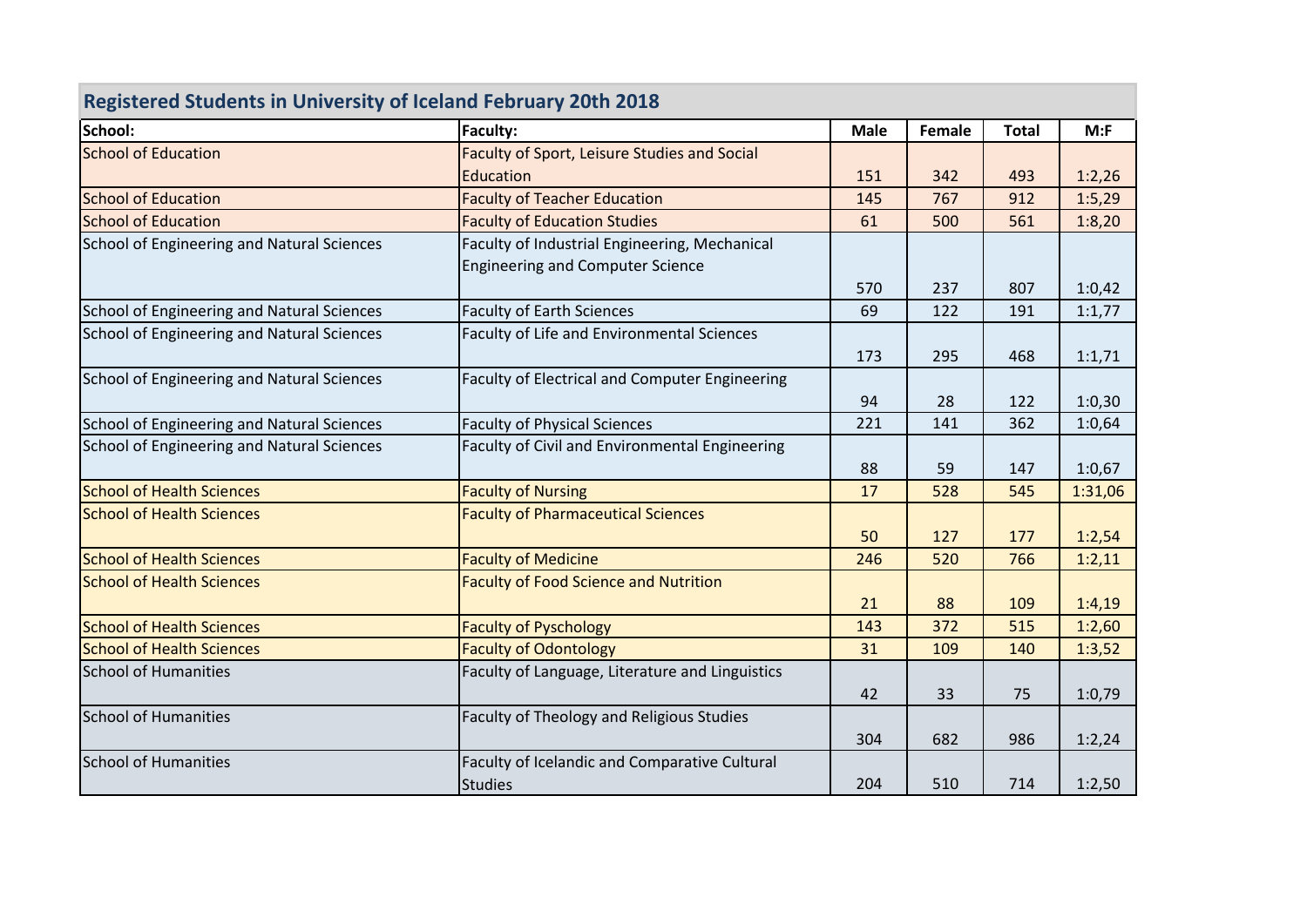## Registered Students in University of Iceland February 20th 2018

| School: | Faculty: | Male | Female | Total | M:F |
|---|---|---|---|---|---|
| School of Education | Faculty of Sport, Leisure Studies and Social Education | 151 | 342 | 493 | 1:2,26 |
| School of Education | Faculty of Teacher Education | 145 | 767 | 912 | 1:5,29 |
| School of Education | Faculty of Education Studies | 61 | 500 | 561 | 1:8,20 |
| School of Engineering and Natural Sciences | Faculty of Industrial Engineering, Mechanical Engineering and Computer Science | 570 | 237 | 807 | 1:0,42 |
| School of Engineering and Natural Sciences | Faculty of Earth Sciences | 69 | 122 | 191 | 1:1,77 |
| School of Engineering and Natural Sciences | Faculty of Life and Environmental Sciences | 173 | 295 | 468 | 1:1,71 |
| School of Engineering and Natural Sciences | Faculty of Electrical and Computer Engineering | 94 | 28 | 122 | 1:0,30 |
| School of Engineering and Natural Sciences | Faculty of Physical Sciences | 221 | 141 | 362 | 1:0,64 |
| School of Engineering and Natural Sciences | Faculty of Civil and Environmental Engineering | 88 | 59 | 147 | 1:0,67 |
| School of Health Sciences | Faculty of Nursing | 17 | 528 | 545 | 1:31,06 |
| School of Health Sciences | Faculty of Pharmaceutical Sciences | 50 | 127 | 177 | 1:2,54 |
| School of Health Sciences | Faculty of Medicine | 246 | 520 | 766 | 1:2,11 |
| School of Health Sciences | Faculty of Food Science and Nutrition | 21 | 88 | 109 | 1:4,19 |
| School of Health Sciences | Faculty of Pyschology | 143 | 372 | 515 | 1:2,60 |
| School of Health Sciences | Faculty of Odontology | 31 | 109 | 140 | 1:3,52 |
| School of Humanities | Faculty of Language, Literature and Linguistics | 42 | 33 | 75 | 1:0,79 |
| School of Humanities | Faculty of Theology and Religious Studies | 304 | 682 | 986 | 1:2,24 |
| School of Humanities | Faculty of Icelandic and Comparative Cultural Studies | 204 | 510 | 714 | 1:2,50 |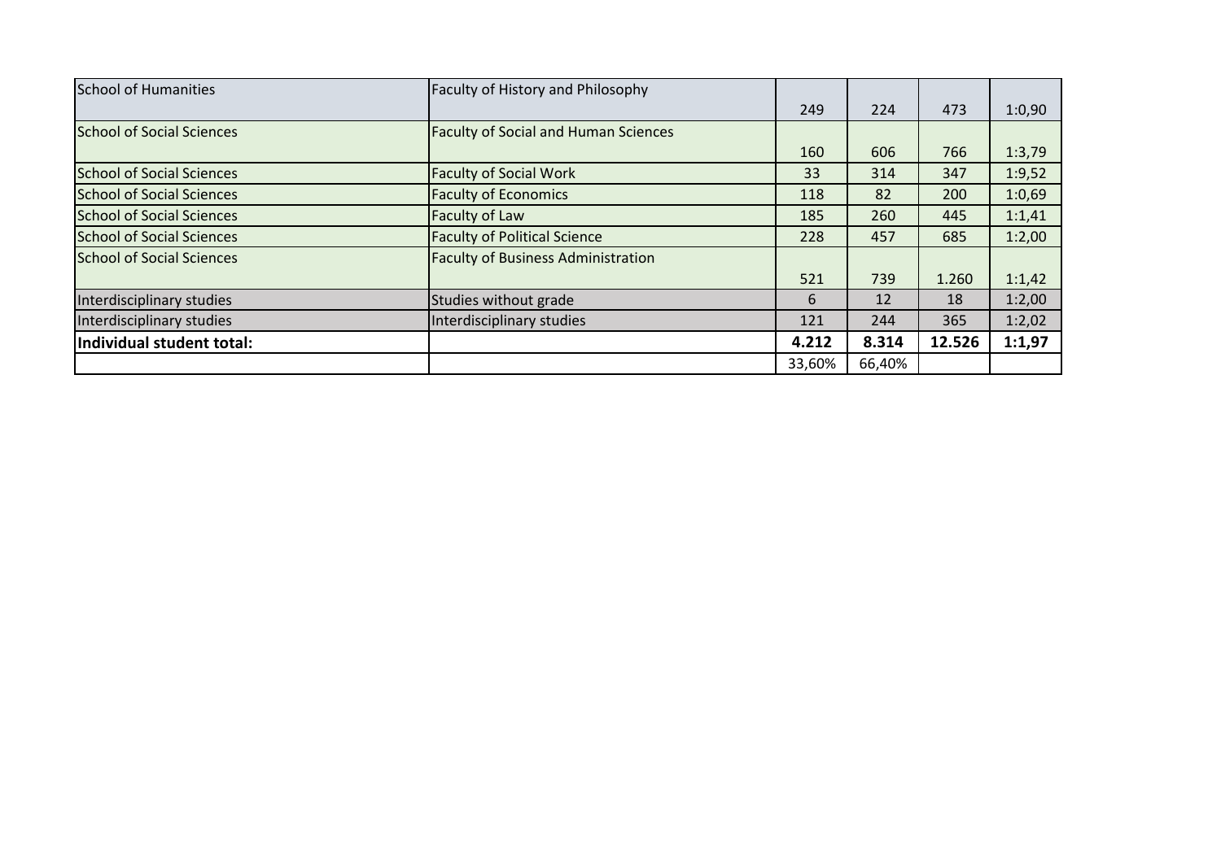| | | | | | |
|---|---|---|---|---|---|
| School of Humanities | Faculty of History and Philosophy | 249 | 224 | 473 | 1:0,90 |
| School of Social Sciences | Faculty of Social and Human Sciences | 160 | 606 | 766 | 1:3,79 |
| School of Social Sciences | Faculty of Social Work | 33 | 314 | 347 | 1:9,52 |
| School of Social Sciences | Faculty of Economics | 118 | 82 | 200 | 1:0,69 |
| School of Social Sciences | Faculty of Law | 185 | 260 | 445 | 1:1,41 |
| School of Social Sciences | Faculty of Political Science | 228 | 457 | 685 | 1:2,00 |
| School of Social Sciences | Faculty of Business Administration | 521 | 739 | 1.260 | 1:1,42 |
| Interdisciplinary studies | Studies without grade | 6 | 12 | 18 | 1:2,00 |
| Interdisciplinary studies | Interdisciplinary studies | 121 | 244 | 365 | 1:2,02 |
| **Individual student total:** | | **4.212** | **8.314** | **12.526** | **1:1,97** |
| | | 33,60% | 66,40% | | |